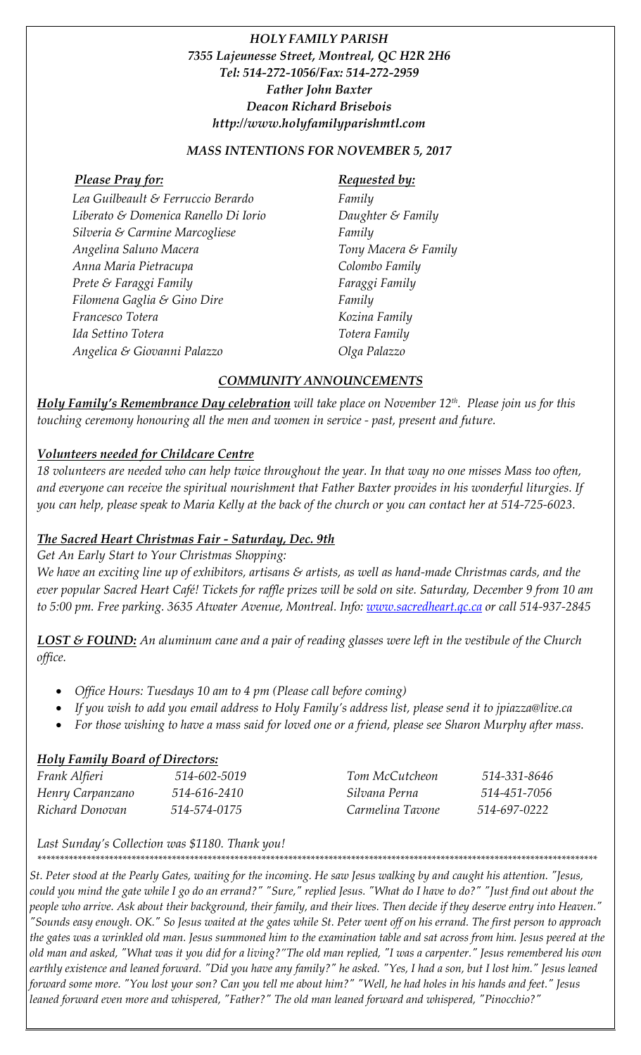***HOLY FAMILY PARISH***
***7355 Lajeunesse Street, Montreal, QC H2R 2H6***
***Tel: 514-272-1056/Fax: 514-272-2959***
***Father John Baxter***
***Deacon Richard Brisebois***
***http://www.holyfamilyparishmtl.com***

## *MASS INTENTIONS FOR NOVEMBER 5, 2017*

| ***Please Pray for:*** | ***Requested by:*** |
|---|---|
| *Lea Guilbeault & Ferruccio Berardo* | *Family* |
| *Liberato & Domenica Ranello Di Iorio* | *Daughter & Family* |
| *Silveria & Carmine Marcogliese* | *Family* |
| *Angelina Saluno Macera* | *Tony Macera & Family* |
| *Anna Maria Pietracupa* | *Colombo Family* |
| *Prete & Faraggi Family* | *Faraggi Family* |
| *Filomena Gaglia & Gino Dire* | *Family* |
| *Francesco Totera* | *Kozina Family* |
| *Ida Settino Totera* | *Totera Family* |
| *Angelica & Giovanni Palazzo* | *Olga Palazzo* |

## *COMMUNITY ANNOUNCEMENTS*

***Holy Family's Remembrance Day celebration*** *will take place on November 12th. Please join us for this touching ceremony honouring all the men and women in service - past, present and future.*

### *Volunteers needed for Childcare Centre*

*18 volunteers are needed who can help twice throughout the year. In that way no one misses Mass too often, and everyone can receive the spiritual nourishment that Father Baxter provides in his wonderful liturgies. If you can help, please speak to Maria Kelly at the back of the church or you can contact her at 514-725-6023.*

### *The Sacred Heart Christmas Fair - Saturday, Dec. 9th*

*Get An Early Start to Your Christmas Shopping:*

*We have an exciting line up of exhibitors, artisans & artists, as well as hand-made Christmas cards, and the ever popular Sacred Heart Café! Tickets for raffle prizes will be sold on site. Saturday, December 9 from 10 am to 5:00 pm. Free parking. 3635 Atwater Avenue, Montreal. Info: www.sacredheart.qc.ca or call 514-937-2845*

***LOST & FOUND:*** *An aluminum cane and a pair of reading glasses were left in the vestibule of the Church office.*

- *Office Hours: Tuesdays 10 am to 4 pm (Please call before coming)*
- *If you wish to add you email address to Holy Family's address list, please send it to jpiazza@live.ca*
- *For those wishing to have a mass said for loved one or a friend, please see Sharon Murphy after mass.*

### *Holy Family Board of Directors:*

| | | | |
|---|---|---|---|
| *Frank Alfieri* | *514-602-5019* | *Tom McCutcheon* | *514-331-8646* |
| *Henry Carpanzano* | *514-616-2410* | *Silvana Perna* | *514-451-7056* |
| *Richard Donovan* | *514-574-0175* | *Carmelina Tavone* | *514-697-0222* |

*Last Sunday's Collection was $1180. Thank you!*

*******************************************************************************************************************************

*St. Peter stood at the Pearly Gates, waiting for the incoming. He saw Jesus walking by and caught his attention. "Jesus, could you mind the gate while I go do an errand?" "Sure," replied Jesus. "What do I have to do?" "Just find out about the people who arrive. Ask about their background, their family, and their lives. Then decide if they deserve entry into Heaven." "Sounds easy enough. OK." So Jesus waited at the gates while St. Peter went off on his errand. The first person to approach the gates was a wrinkled old man. Jesus summoned him to the examination table and sat across from him. Jesus peered at the old man and asked, "What was it you did for a living?"The old man replied, "I was a carpenter." Jesus remembered his own earthly existence and leaned forward. "Did you have any family?" he asked. "Yes, I had a son, but I lost him." Jesus leaned forward some more. "You lost your son? Can you tell me about him?" "Well, he had holes in his hands and feet." Jesus leaned forward even more and whispered, "Father?" The old man leaned forward and whispered, "Pinocchio?"*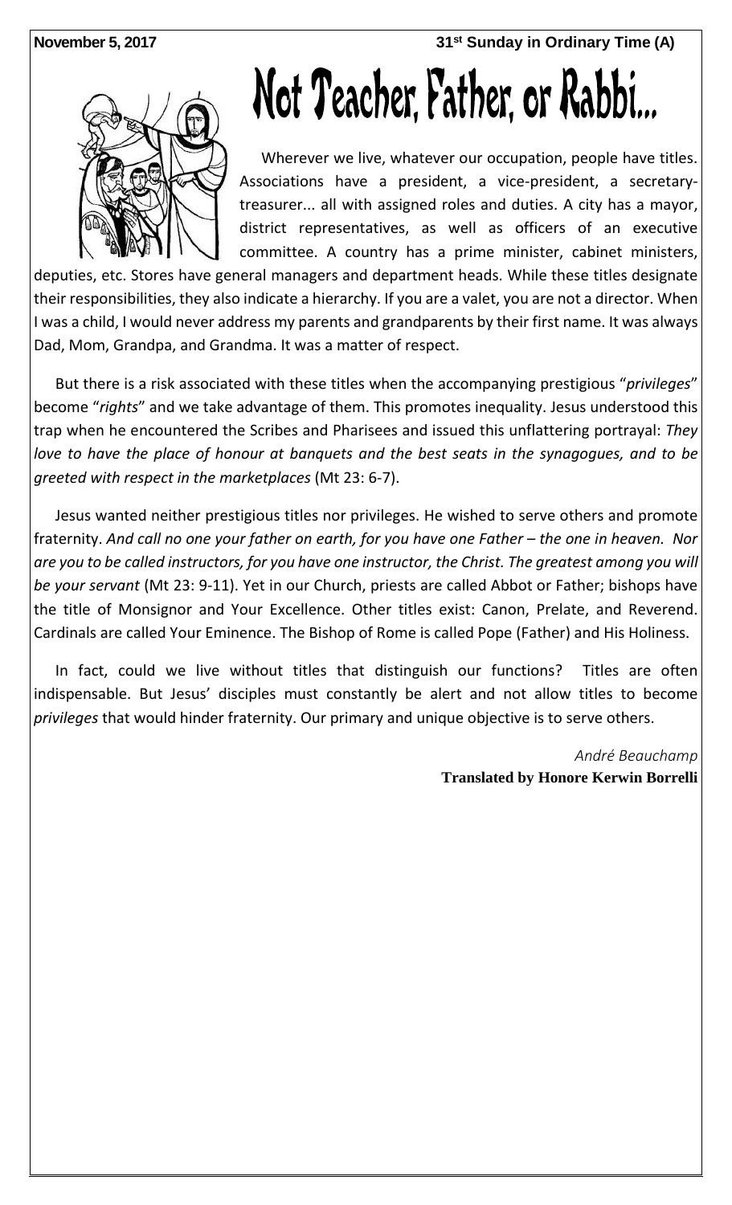**November 5, 2017** **31st Sunday in Ordinary Time (A)**

# Not Teacher, Father, or Rabbi...

Wherever we live, whatever our occupation, people have titles. Associations have a president, a vice-president, a secretary-treasurer... all with assigned roles and duties. A city has a mayor, district representatives, as well as officers of an executive committee. A country has a prime minister, cabinet ministers, deputies, etc. Stores have general managers and department heads. While these titles designate their responsibilities, they also indicate a hierarchy. If you are a valet, you are not a director. When I was a child, I would never address my parents and grandparents by their first name. It was always Dad, Mom, Grandpa, and Grandma. It was a matter of respect.

But there is a risk associated with these titles when the accompanying prestigious "*privileges*" become "*rights*" and we take advantage of them. This promotes inequality. Jesus understood this trap when he encountered the Scribes and Pharisees and issued this unflattering portrayal: *They love to have the place of honour at banquets and the best seats in the synagogues, and to be greeted with respect in the marketplaces* (Mt 23: 6-7).

Jesus wanted neither prestigious titles nor privileges. He wished to serve others and promote fraternity. *And call no one your father on earth, for you have one Father – the one in heaven. Nor are you to be called instructors, for you have one instructor, the Christ. The greatest among you will be your servant* (Mt 23: 9-11). Yet in our Church, priests are called Abbot or Father; bishops have the title of Monsignor and Your Excellence. Other titles exist: Canon, Prelate, and Reverend. Cardinals are called Your Eminence. The Bishop of Rome is called Pope (Father) and His Holiness.

In fact, could we live without titles that distinguish our functions? Titles are often indispensable. But Jesus' disciples must constantly be alert and not allow titles to become *privileges* that would hinder fraternity. Our primary and unique objective is to serve others.

*André Beauchamp*
**Translated by Honore Kerwin Borrelli**